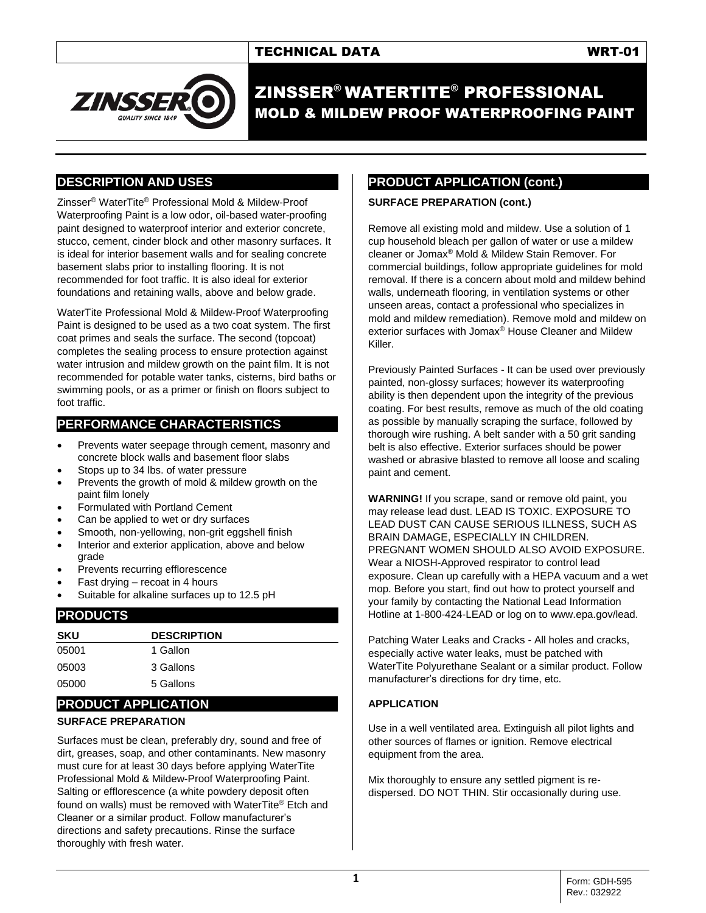TECHNICAL DATA WRT-01

# ZINSSER® WATERTITE® PROFESSIONAL MOLD & MILDEW PROOF WATERPROOFING PAINT

## DESCRIPTION AND USES

Zinsser® WaterTite® Professional Mold & Mildew-Proof Waterproofing Paint is a low odor, oil-based water-proofing paint designed to waterproof interior and exterior concrete, stucco, cement, cinder block and other masonry surfaces. It is ideal for interior basement walls and for sealing concrete basement slabs prior to installing flooring. It is not recommended for foot traffic. It is also ideal for exterior foundations and retaining walls, above and below grade.

WaterTite Professional Mold & Mildew-Proof Waterproofing Paint is designed to be used as a two coat system. The first coat primes and seals the surface. The second (topcoat) completes the sealing process to ensure protection against water intrusion and mildew growth on the paint film. It is not recommended for potable water tanks, cisterns, bird baths or swimming pools, or as a primer or finish on floors subject to foot traffic.

## PERFORMANCE CHARACTERISTICS

- Prevents water seepage through cement, masonry and concrete block walls and basement floor slabs
- Stops up to 34 lbs. of water pressure
- Prevents the growth of mold & mildew growth on the paint film lonely
- Formulated with Portland Cement
- Can be applied to wet or dry surfaces
- Smooth, non-yellowing, non-grit eggshell finish
- Interior and exterior application, above and below grade
- Prevents recurring efflorescence
- Fast drying – recoat in 4 hours
- Suitable for alkaline surfaces up to 12.5 pH

## PRODUCTS

| SKU | DESCRIPTION |
|---|---|
| 05001 | 1 Gallon |
| 05003 | 3 Gallons |
| 05000 | 5 Gallons |

## PRODUCT APPLICATION

### SURFACE PREPARATION

Surfaces must be clean, preferably dry, sound and free of dirt, greases, soap, and other contaminants. New masonry must cure for at least 30 days before applying WaterTite Professional Mold & Mildew-Proof Waterproofing Paint. Salting or efflorescence (a white powdery deposit often found on walls) must be removed with WaterTite® Etch and Cleaner or a similar product. Follow manufacturer's directions and safety precautions. Rinse the surface thoroughly with fresh water.

## PRODUCT APPLICATION (cont.)

### SURFACE PREPARATION (cont.)

Remove all existing mold and mildew. Use a solution of 1 cup household bleach per gallon of water or use a mildew cleaner or Jomax® Mold & Mildew Stain Remover. For commercial buildings, follow appropriate guidelines for mold removal. If there is a concern about mold and mildew behind walls, underneath flooring, in ventilation systems or other unseen areas, contact a professional who specializes in mold and mildew remediation). Remove mold and mildew on exterior surfaces with Jomax® House Cleaner and Mildew Killer.

Previously Painted Surfaces - It can be used over previously painted, non-glossy surfaces; however its waterproofing ability is then dependent upon the integrity of the previous coating. For best results, remove as much of the old coating as possible by manually scraping the surface, followed by thorough wire rushing. A belt sander with a 50 grit sanding belt is also effective. Exterior surfaces should be power washed or abrasive blasted to remove all loose and scaling paint and cement.

**WARNING!** If you scrape, sand or remove old paint, you may release lead dust. LEAD IS TOXIC. EXPOSURE TO LEAD DUST CAN CAUSE SERIOUS ILLNESS, SUCH AS BRAIN DAMAGE, ESPECIALLY IN CHILDREN. PREGNANT WOMEN SHOULD ALSO AVOID EXPOSURE. Wear a NIOSH-Approved respirator to control lead exposure. Clean up carefully with a HEPA vacuum and a wet mop. Before you start, find out how to protect yourself and your family by contacting the National Lead Information Hotline at 1-800-424-LEAD or log on to www.epa.gov/lead.

Patching Water Leaks and Cracks - All holes and cracks, especially active water leaks, must be patched with WaterTite Polyurethane Sealant or a similar product. Follow manufacturer's directions for dry time, etc.

### APPLICATION

Use in a well ventilated area. Extinguish all pilot lights and other sources of flames or ignition. Remove electrical equipment from the area.

Mix thoroughly to ensure any settled pigment is re-dispersed. DO NOT THIN. Stir occasionally during use.

Form: GDH-595
Rev.: 032922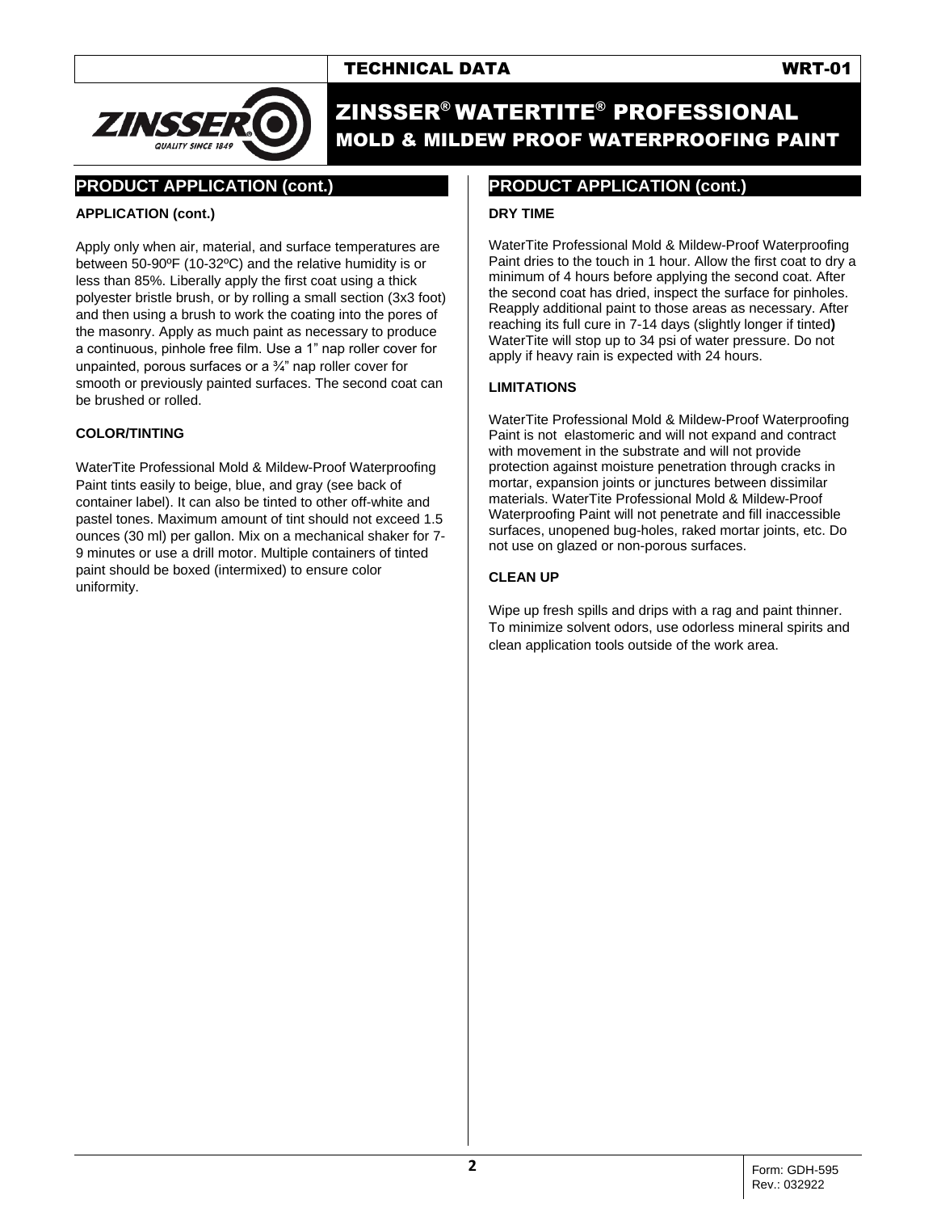## PRODUCT APPLICATION (cont.)

### APPLICATION (cont.)

Apply only when air, material, and surface temperatures are between 50-90ºF (10-32ºC) and the relative humidity is or less than 85%. Liberally apply the first coat using a thick polyester bristle brush, or by rolling a small section (3x3 foot) and then using a brush to work the coating into the pores of the masonry. Apply as much paint as necessary to produce a continuous, pinhole free film. Use a 1" nap roller cover for unpainted, porous surfaces or a ¾" nap roller cover for smooth or previously painted surfaces. The second coat can be brushed or rolled.

### COLOR/TINTING

WaterTite Professional Mold & Mildew-Proof Waterproofing Paint tints easily to beige, blue, and gray (see back of container label). It can also be tinted to other off-white and pastel tones. Maximum amount of tint should not exceed 1.5 ounces (30 ml) per gallon. Mix on a mechanical shaker for 7-9 minutes or use a drill motor. Multiple containers of tinted paint should be boxed (intermixed) to ensure color uniformity.

## PRODUCT APPLICATION (cont.)

### DRY TIME

WaterTite Professional Mold & Mildew-Proof Waterproofing Paint dries to the touch in 1 hour. Allow the first coat to dry a minimum of 4 hours before applying the second coat. After the second coat has dried, inspect the surface for pinholes. Reapply additional paint to those areas as necessary. After reaching its full cure in 7-14 days (slightly longer if tinted**)** WaterTite will stop up to 34 psi of water pressure. Do not apply if heavy rain is expected with 24 hours.

### LIMITATIONS

WaterTite Professional Mold & Mildew-Proof Waterproofing Paint is not elastomeric and will not expand and contract with movement in the substrate and will not provide protection against moisture penetration through cracks in mortar, expansion joints or junctures between dissimilar materials. WaterTite Professional Mold & Mildew-Proof Waterproofing Paint will not penetrate and fill inaccessible surfaces, unopened bug-holes, raked mortar joints, etc. Do not use on glazed or non-porous surfaces.

### CLEAN UP

Wipe up fresh spills and drips with a rag and paint thinner. To minimize solvent odors, use odorless mineral spirits and clean application tools outside of the work area.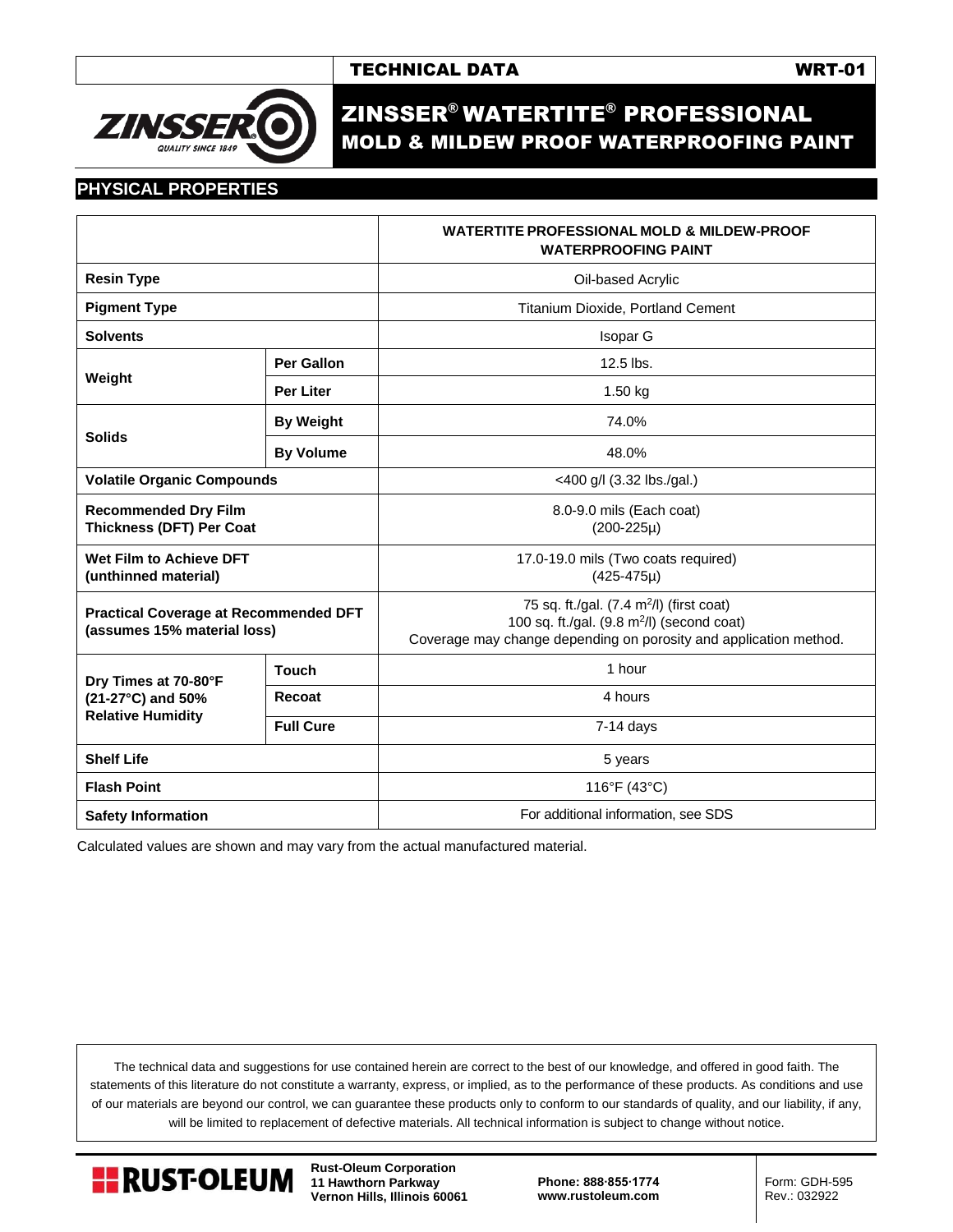TECHNICAL DATA WRT-01

# ZINSSER® WATERTITE® PROFESSIONAL MOLD & MILDEW PROOF WATERPROOFING PAINT

## PHYSICAL PROPERTIES

| | | WATERTITE PROFESSIONAL MOLD & MILDEW-PROOF WATERPROOFING PAINT |
|---|---|---|
| **Resin Type** | | Oil-based Acrylic |
| **Pigment Type** | | Titanium Dioxide, Portland Cement |
| **Solvents** | | Isopar G |
| **Weight** | **Per Gallon** | 12.5 lbs. |
| | **Per Liter** | 1.50 kg |
| **Solids** | **By Weight** | 74.0% |
| | **By Volume** | 48.0% |
| **Volatile Organic Compounds** | | <400 g/l (3.32 lbs./gal.) |
| **Recommended Dry Film Thickness (DFT) Per Coat** | | 8.0-9.0 mils (Each coat) (200-225μ) |
| **Wet Film to Achieve DFT (unthinned material)** | | 17.0-19.0 mils (Two coats required) (425-475μ) |
| **Practical Coverage at Recommended DFT (assumes 15% material loss)** | | 75 sq. ft./gal. (7.4 $m^2$/l) (first coat) 100 sq. ft./gal. (9.8 $m^2$/l) (second coat) Coverage may change depending on porosity and application method. |
| **Dry Times at 70-80°F (21-27°C) and 50% Relative Humidity** | **Touch** | 1 hour |
| | **Recoat** | 4 hours |
| | **Full Cure** | 7-14 days |
| **Shelf Life** | | 5 years |
| **Flash Point** | | 116°F (43°C) |
| **Safety Information** | | For additional information, see SDS |

Calculated values are shown and may vary from the actual manufactured material.

The technical data and suggestions for use contained herein are correct to the best of our knowledge, and offered in good faith. The statements of this literature do not constitute a warranty, express, or implied, as to the performance of these products. As conditions and use of our materials are beyond our control, we can guarantee these products only to conform to our standards of quality, and our liability, if any, will be limited to replacement of defective materials. All technical information is subject to change without notice.

**Rust-Oleum Corporation**
**11 Hawthorn Parkway**
**Vernon Hills, Illinois 60061**

**Phone: 888·855·1774**
**www.rustoleum.com**

Form: GDH-595
Rev.: 032922